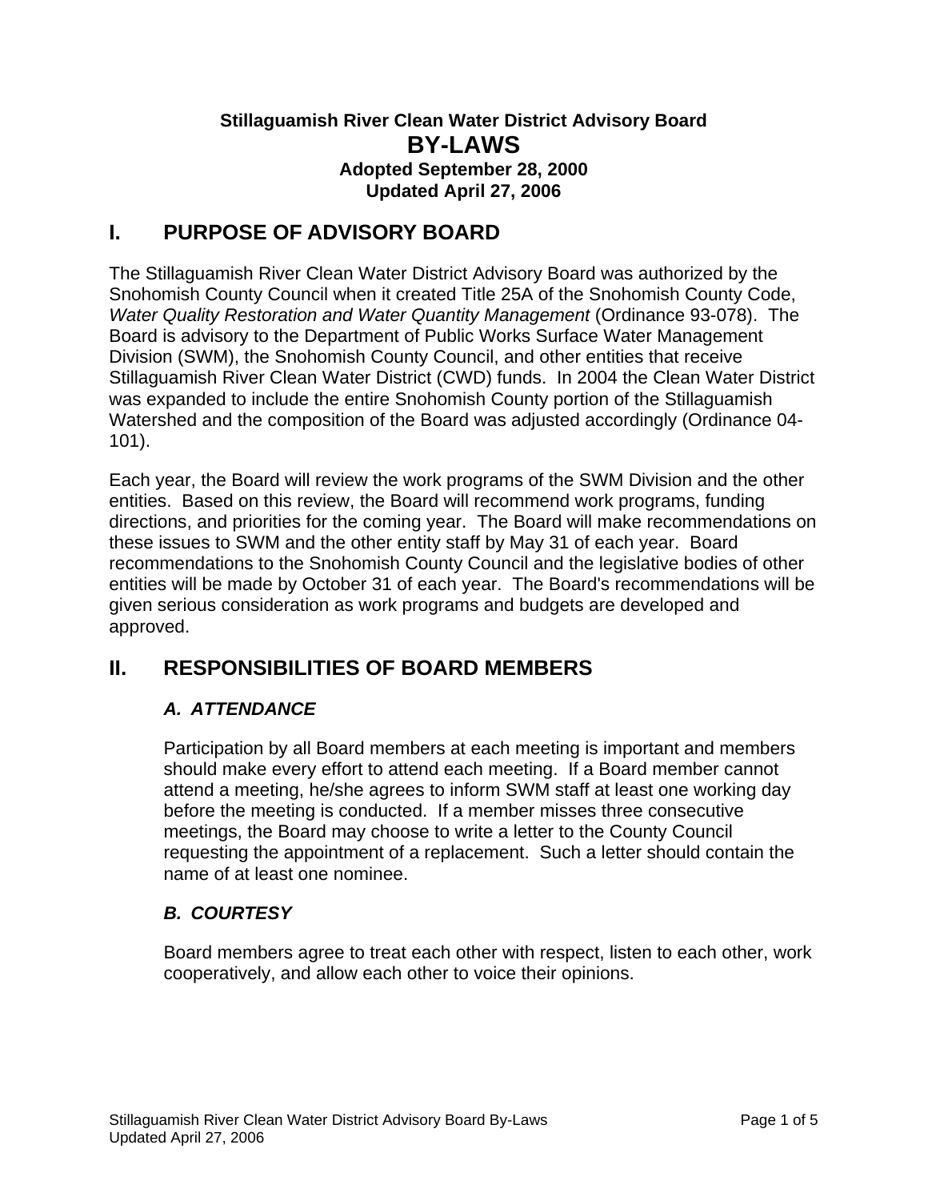**Stillaguamish River Clean Water District Advisory Board**

# BY-LAWS

**Adopted September 28, 2000**
**Updated April 27, 2006**

## I. PURPOSE OF ADVISORY BOARD

The Stillaguamish River Clean Water District Advisory Board was authorized by the Snohomish County Council when it created Title 25A of the Snohomish County Code, *Water Quality Restoration and Water Quantity Management* (Ordinance 93-078). The Board is advisory to the Department of Public Works Surface Water Management Division (SWM), the Snohomish County Council, and other entities that receive Stillaguamish River Clean Water District (CWD) funds. In 2004 the Clean Water District was expanded to include the entire Snohomish County portion of the Stillaguamish Watershed and the composition of the Board was adjusted accordingly (Ordinance 04-101).

Each year, the Board will review the work programs of the SWM Division and the other entities. Based on this review, the Board will recommend work programs, funding directions, and priorities for the coming year. The Board will make recommendations on these issues to SWM and the other entity staff by May 31 of each year. Board recommendations to the Snohomish County Council and the legislative bodies of other entities will be made by October 31 of each year. The Board's recommendations will be given serious consideration as work programs and budgets are developed and approved.

## II. RESPONSIBILITIES OF BOARD MEMBERS

### *A. ATTENDANCE*

Participation by all Board members at each meeting is important and members should make every effort to attend each meeting. If a Board member cannot attend a meeting, he/she agrees to inform SWM staff at least one working day before the meeting is conducted. If a member misses three consecutive meetings, the Board may choose to write a letter to the County Council requesting the appointment of a replacement. Such a letter should contain the name of at least one nominee.

### *B. COURTESY*

Board members agree to treat each other with respect, listen to each other, work cooperatively, and allow each other to voice their opinions.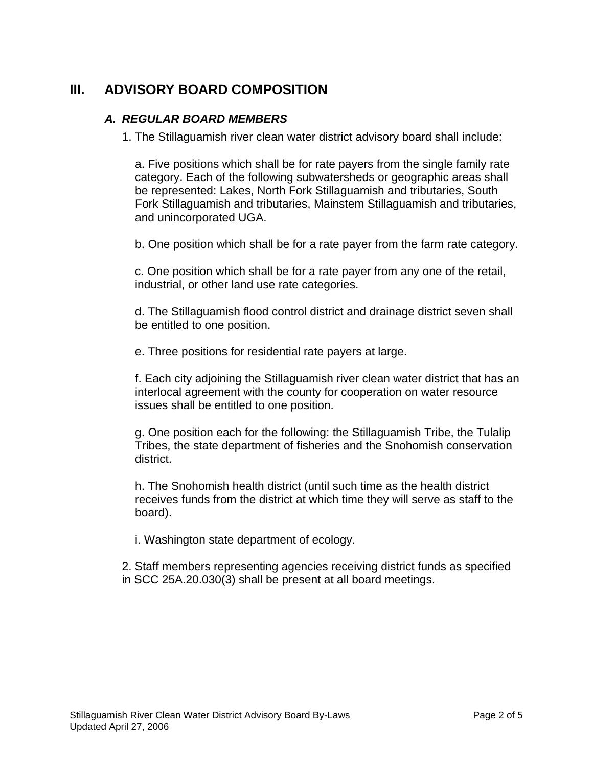## III. ADVISORY BOARD COMPOSITION

### *A. REGULAR BOARD MEMBERS*

1. The Stillaguamish river clean water district advisory board shall include:

   a. Five positions which shall be for rate payers from the single family rate category. Each of the following subwatersheds or geographic areas shall be represented: Lakes, North Fork Stillaguamish and tributaries, South Fork Stillaguamish and tributaries, Mainstem Stillaguamish and tributaries, and unincorporated UGA.

   b. One position which shall be for a rate payer from the farm rate category.

   c. One position which shall be for a rate payer from any one of the retail, industrial, or other land use rate categories.

   d. The Stillaguamish flood control district and drainage district seven shall be entitled to one position.

   e. Three positions for residential rate payers at large.

   f. Each city adjoining the Stillaguamish river clean water district that has an interlocal agreement with the county for cooperation on water resource issues shall be entitled to one position.

   g. One position each for the following: the Stillaguamish Tribe, the Tulalip Tribes, the state department of fisheries and the Snohomish conservation district.

   h. The Snohomish health district (until such time as the health district receives funds from the district at which time they will serve as staff to the board).

   i. Washington state department of ecology.

2. Staff members representing agencies receiving district funds as specified in SCC 25A.20.030(3) shall be present at all board meetings.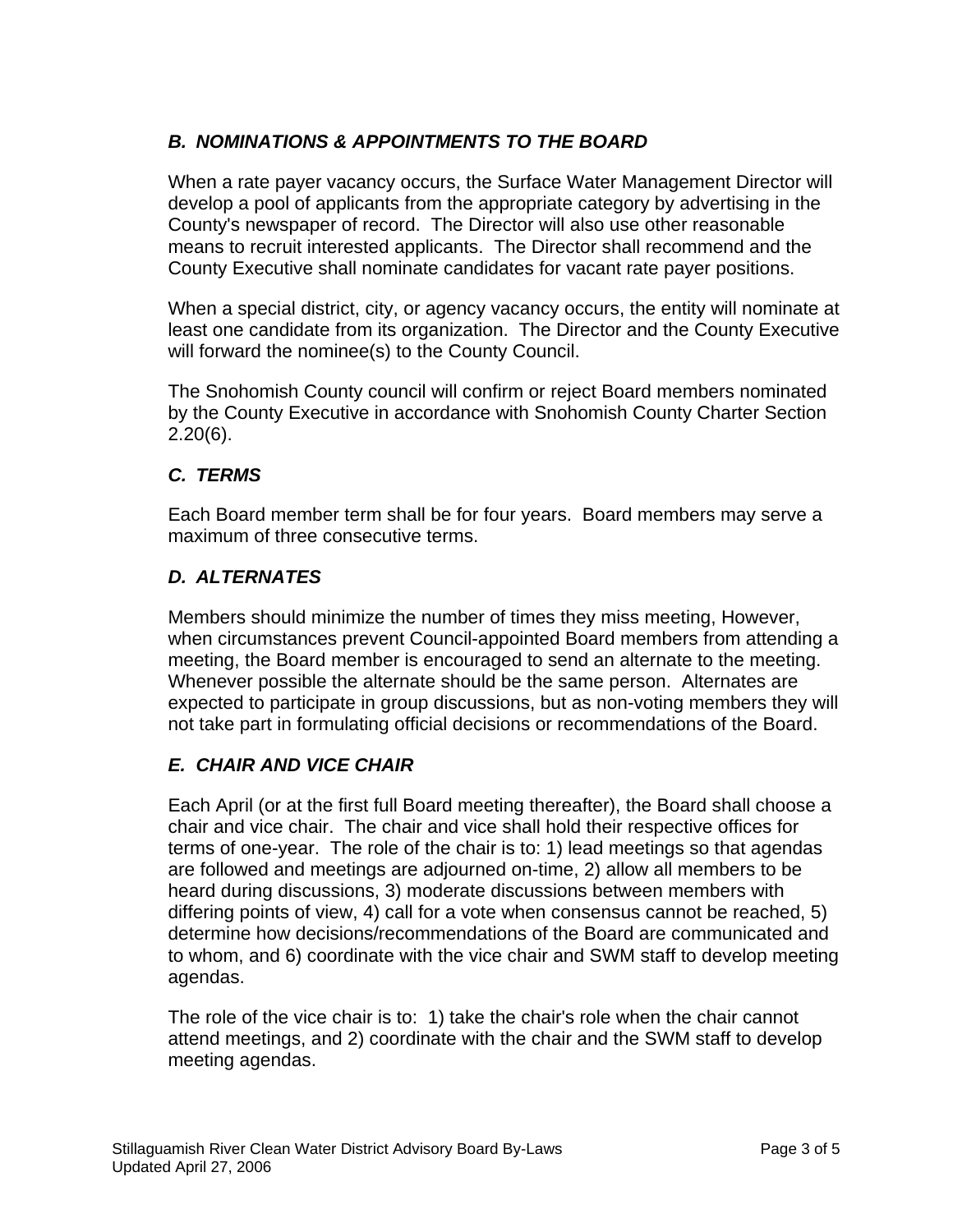### *B. NOMINATIONS & APPOINTMENTS TO THE BOARD*

When a rate payer vacancy occurs, the Surface Water Management Director will develop a pool of applicants from the appropriate category by advertising in the County's newspaper of record. The Director will also use other reasonable means to recruit interested applicants. The Director shall recommend and the County Executive shall nominate candidates for vacant rate payer positions.

When a special district, city, or agency vacancy occurs, the entity will nominate at least one candidate from its organization. The Director and the County Executive will forward the nominee(s) to the County Council.

The Snohomish County council will confirm or reject Board members nominated by the County Executive in accordance with Snohomish County Charter Section 2.20(6).

### *C. TERMS*

Each Board member term shall be for four years. Board members may serve a maximum of three consecutive terms.

### *D. ALTERNATES*

Members should minimize the number of times they miss meeting, However, when circumstances prevent Council-appointed Board members from attending a meeting, the Board member is encouraged to send an alternate to the meeting. Whenever possible the alternate should be the same person. Alternates are expected to participate in group discussions, but as non-voting members they will not take part in formulating official decisions or recommendations of the Board.

### *E. CHAIR AND VICE CHAIR*

Each April (or at the first full Board meeting thereafter), the Board shall choose a chair and vice chair. The chair and vice shall hold their respective offices for terms of one-year. The role of the chair is to: 1) lead meetings so that agendas are followed and meetings are adjourned on-time, 2) allow all members to be heard during discussions, 3) moderate discussions between members with differing points of view, 4) call for a vote when consensus cannot be reached, 5) determine how decisions/recommendations of the Board are communicated and to whom, and 6) coordinate with the vice chair and SWM staff to develop meeting agendas.

The role of the vice chair is to: 1) take the chair's role when the chair cannot attend meetings, and 2) coordinate with the chair and the SWM staff to develop meeting agendas.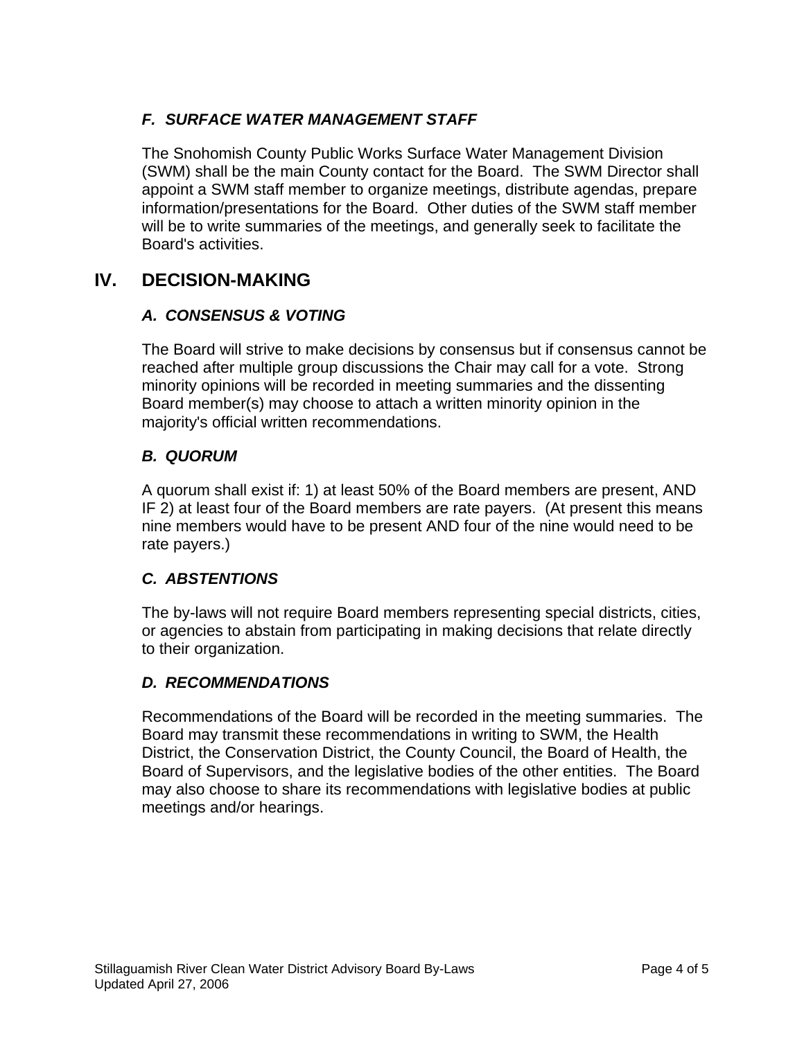### *F. SURFACE WATER MANAGEMENT STAFF*

The Snohomish County Public Works Surface Water Management Division (SWM) shall be the main County contact for the Board. The SWM Director shall appoint a SWM staff member to organize meetings, distribute agendas, prepare information/presentations for the Board. Other duties of the SWM staff member will be to write summaries of the meetings, and generally seek to facilitate the Board's activities.

## IV. DECISION-MAKING

### *A. CONSENSUS & VOTING*

The Board will strive to make decisions by consensus but if consensus cannot be reached after multiple group discussions the Chair may call for a vote. Strong minority opinions will be recorded in meeting summaries and the dissenting Board member(s) may choose to attach a written minority opinion in the majority's official written recommendations.

### *B. QUORUM*

A quorum shall exist if: 1) at least 50% of the Board members are present, AND IF 2) at least four of the Board members are rate payers. (At present this means nine members would have to be present AND four of the nine would need to be rate payers.)

### *C. ABSTENTIONS*

The by-laws will not require Board members representing special districts, cities, or agencies to abstain from participating in making decisions that relate directly to their organization.

### *D. RECOMMENDATIONS*

Recommendations of the Board will be recorded in the meeting summaries. The Board may transmit these recommendations in writing to SWM, the Health District, the Conservation District, the County Council, the Board of Health, the Board of Supervisors, and the legislative bodies of the other entities. The Board may also choose to share its recommendations with legislative bodies at public meetings and/or hearings.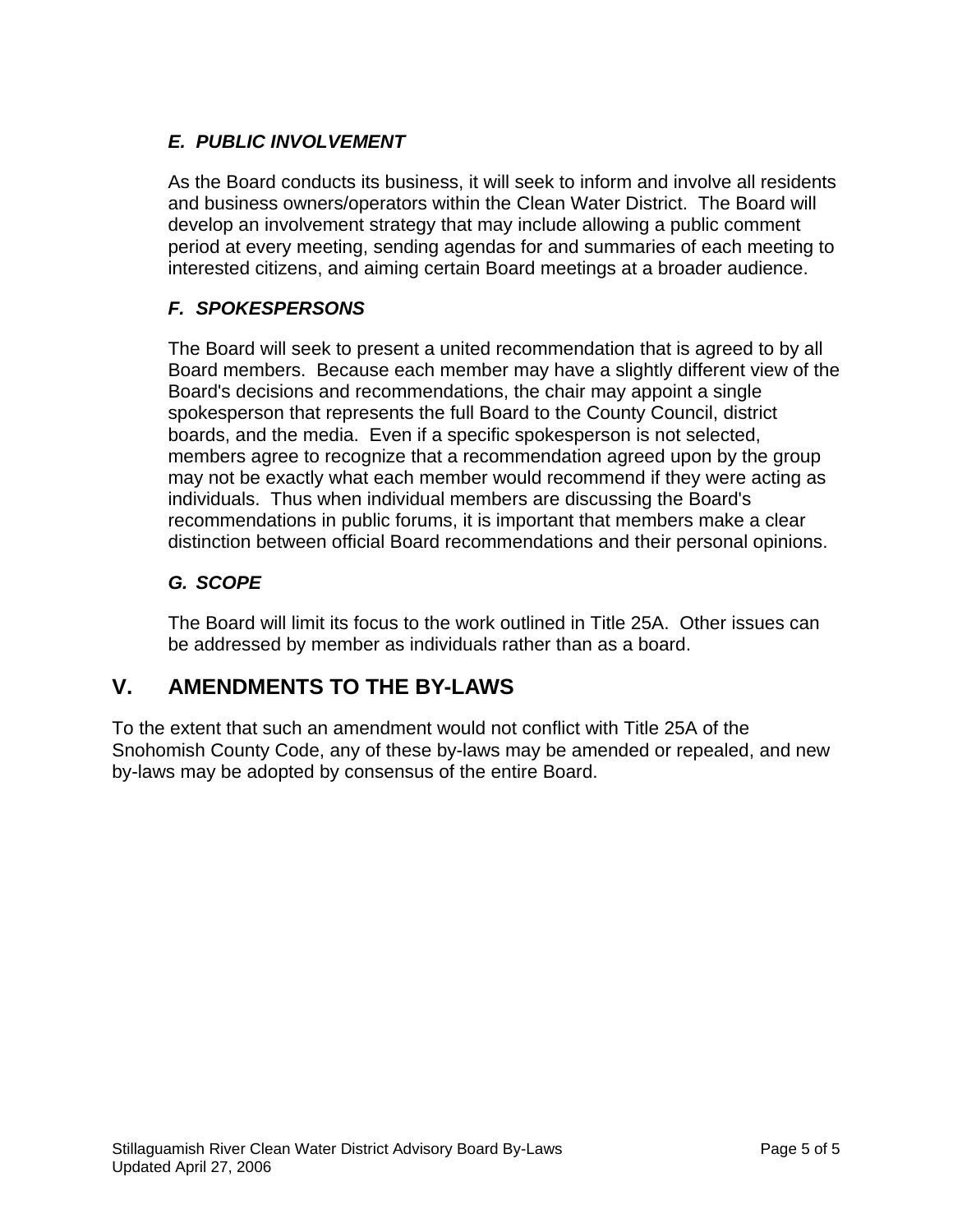### *E. PUBLIC INVOLVEMENT*

As the Board conducts its business, it will seek to inform and involve all residents and business owners/operators within the Clean Water District. The Board will develop an involvement strategy that may include allowing a public comment period at every meeting, sending agendas for and summaries of each meeting to interested citizens, and aiming certain Board meetings at a broader audience.

### *F. SPOKESPERSONS*

The Board will seek to present a united recommendation that is agreed to by all Board members. Because each member may have a slightly different view of the Board's decisions and recommendations, the chair may appoint a single spokesperson that represents the full Board to the County Council, district boards, and the media. Even if a specific spokesperson is not selected, members agree to recognize that a recommendation agreed upon by the group may not be exactly what each member would recommend if they were acting as individuals. Thus when individual members are discussing the Board's recommendations in public forums, it is important that members make a clear distinction between official Board recommendations and their personal opinions.

### *G. SCOPE*

The Board will limit its focus to the work outlined in Title 25A. Other issues can be addressed by member as individuals rather than as a board.

## V. AMENDMENTS TO THE BY-LAWS

To the extent that such an amendment would not conflict with Title 25A of the Snohomish County Code, any of these by-laws may be amended or repealed, and new by-laws may be adopted by consensus of the entire Board.